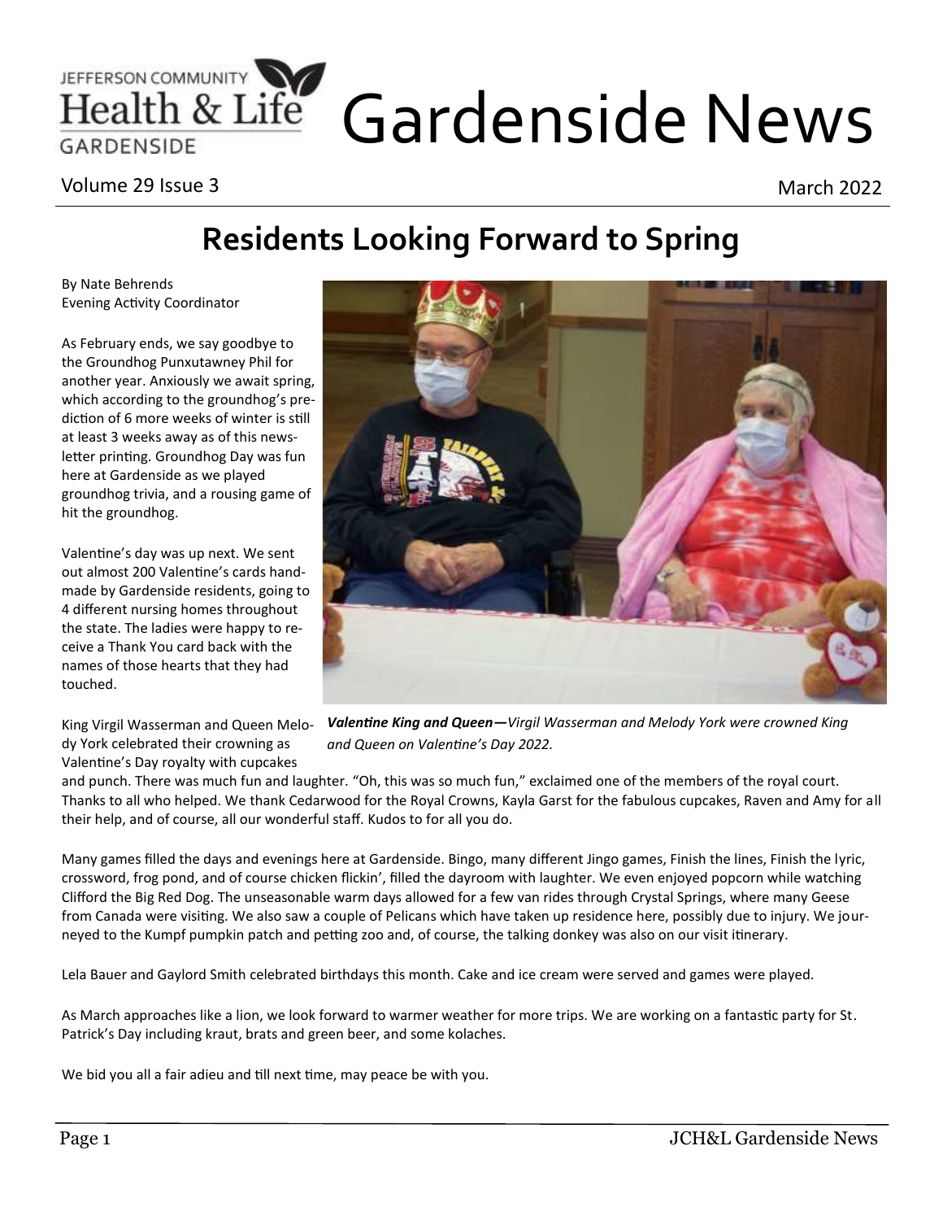# Gardenside News

Volume 29 Issue 3

March 2022

## Residents Looking Forward to Spring

By Nate Behrends
Evening Activity Coordinator

As February ends, we say goodbye to the Groundhog Punxutawney Phil for another year. Anxiously we await spring, which according to the groundhog's prediction of 6 more weeks of winter is still at least 3 weeks away as of this newsletter printing. Groundhog Day was fun here at Gardenside as we played groundhog trivia, and a rousing game of hit the groundhog.

Valentine's day was up next. We sent out almost 200 Valentine's cards handmade by Gardenside residents, going to 4 different nursing homes throughout the state. The ladies were happy to receive a Thank You card back with the names of those hearts that they had touched.

***Valentine King and Queen—****Virgil Wasserman and Melody York were crowned King and Queen on Valentine's Day 2022.*

King Virgil Wasserman and Queen Melody York celebrated their crowning as Valentine's Day royalty with cupcakes and punch. There was much fun and laughter. "Oh, this was so much fun," exclaimed one of the members of the royal court. Thanks to all who helped. We thank Cedarwood for the Royal Crowns, Kayla Garst for the fabulous cupcakes, Raven and Amy for all their help, and of course, all our wonderful staff. Kudos to for all you do.

Many games filled the days and evenings here at Gardenside. Bingo, many different Jingo games, Finish the lines, Finish the lyric, crossword, frog pond, and of course chicken flickin', filled the dayroom with laughter. We even enjoyed popcorn while watching Clifford the Big Red Dog. The unseasonable warm days allowed for a few van rides through Crystal Springs, where many Geese from Canada were visiting. We also saw a couple of Pelicans which have taken up residence here, possibly due to injury. We journeyed to the Kumpf pumpkin patch and petting zoo and, of course, the talking donkey was also on our visit itinerary.

Lela Bauer and Gaylord Smith celebrated birthdays this month. Cake and ice cream were served and games were played.

As March approaches like a lion, we look forward to warmer weather for more trips. We are working on a fantastic party for St. Patrick's Day including kraut, brats and green beer, and some kolaches.

We bid you all a fair adieu and till next time, may peace be with you.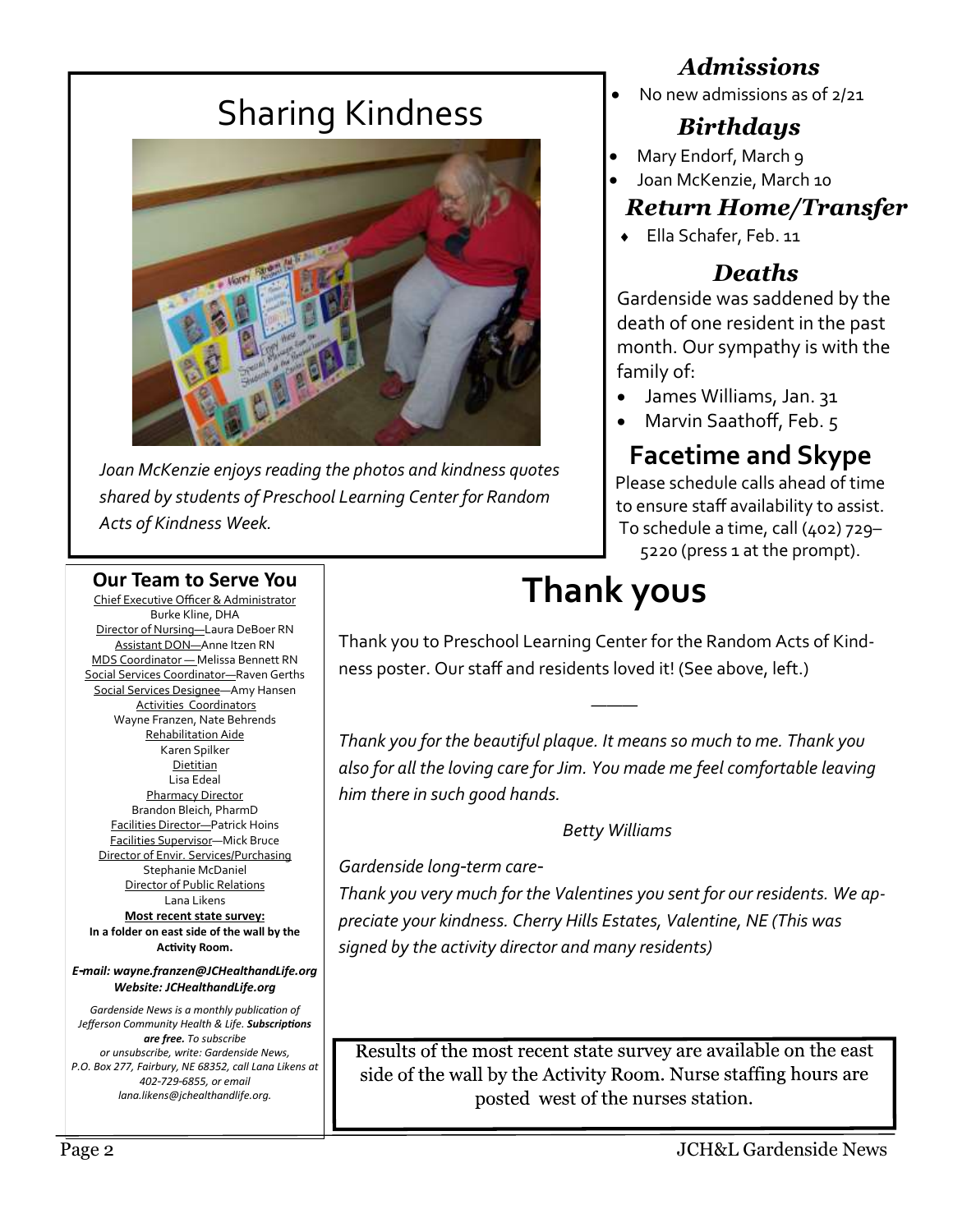## Sharing Kindness

*Joan McKenzie enjoys reading the photos and kindness quotes shared by students of Preschool Learning Center for Random Acts of Kindness Week.*

### *Admissions*

- No new admissions as of 2/21

### *Birthdays*

- Mary Endorf, March 9
- Joan McKenzie, March 10

### *Return Home/Transfer*

- Ella Schafer, Feb. 11

### *Deaths*

Gardenside was saddened by the death of one resident in the past month. Our sympathy is with the family of:

- James Williams, Jan. 31
- Marvin Saathoff, Feb. 5

### Facetime and Skype

Please schedule calls ahead of time to ensure staff availability to assist. To schedule a time, call (402) 729–5220 (press 1 at the prompt).

### Our Team to Serve You

Chief Executive Officer & Administrator
Burke Kline, DHA
Director of Nursing—Laura DeBoer RN
Assistant DON—Anne Itzen RN
MDS Coordinator — Melissa Bennett RN
Social Services Coordinator—Raven Gerths
Social Services Designee—Amy Hansen
Activities Coordinators
Wayne Franzen, Nate Behrends
Rehabilitation Aide
Karen Spilker
Dietitian
Lisa Edeal
Pharmacy Director
Brandon Bleich, PharmD
Facilities Director—Patrick Hoins
Facilities Supervisor—Mick Bruce
Director of Envir. Services/Purchasing
Stephanie McDaniel
Director of Public Relations
Lana Likens

**Most recent state survey:**
**In a folder on east side of the wall by the Activity Room.**

***E-mail: wayne.franzen@JCHealthandLife.org***
***Website: JCHealthandLife.org***

*Gardenside News is a monthly publication of Jefferson Community Health & Life. **Subscriptions are free.** To subscribe or unsubscribe, write: Gardenside News, P.O. Box 277, Fairbury, NE 68352, call Lana Likens at 402-729-6855, or email lana.likens@jchealthandlife.org.*

## Thank yous

Thank you to Preschool Learning Center for the Random Acts of Kindness poster. Our staff and residents loved it! (See above, left.)

———

*Thank you for the beautiful plaque. It means so much to me. Thank you also for all the loving care for Jim. You made me feel comfortable leaving him there in such good hands.*

*Betty Williams*

*Gardenside long-term care-*
*Thank you very much for the Valentines you sent for our residents. We appreciate your kindness. Cherry Hills Estates, Valentine, NE (This was signed by the activity director and many residents)*

Results of the most recent state survey are available on the east side of the wall by the Activity Room. Nurse staffing hours are posted west of the nurses station.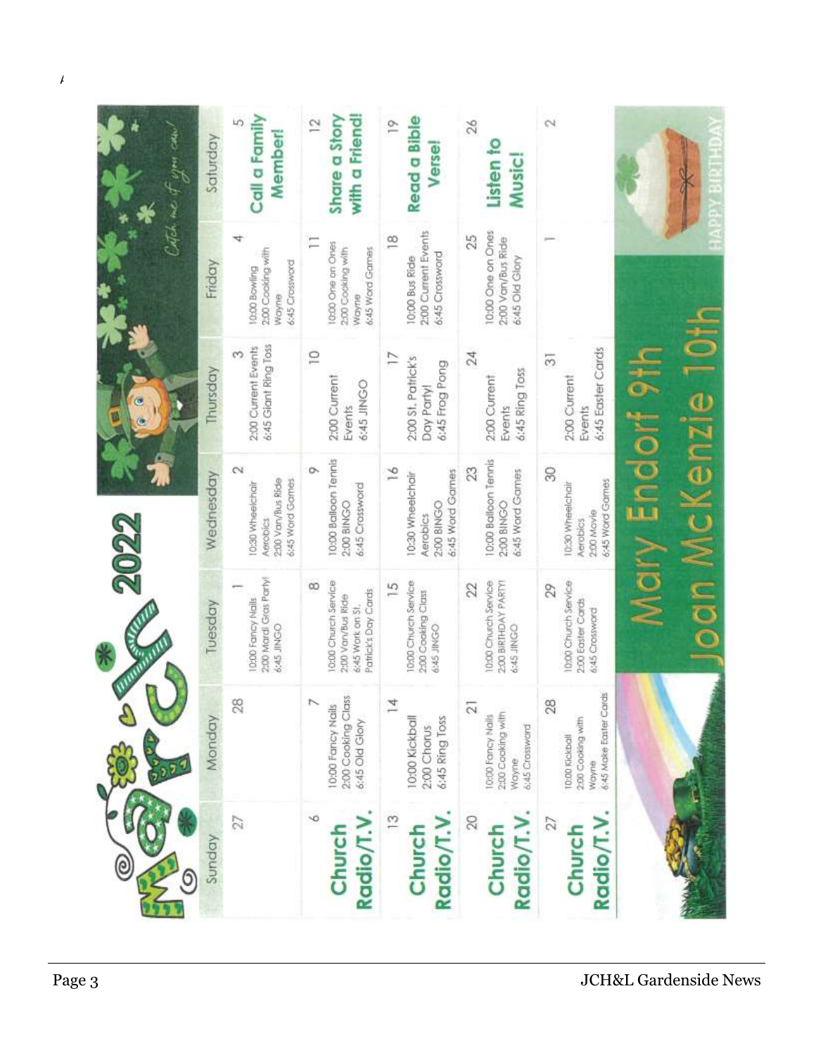# March 2022

*Catch me if you can!*

| Sunday | Monday | Tuesday | Wednesday | Thursday | Friday | Saturday |
|---|---|---|---|---|---|---|
| 27 | 28 | 1<br>10:00 Fancy Nails<br>2:00 Mardi Gras Party!<br>6:45 JINGO | 2<br>10:30 Wheelchair Aerobics<br>2:00 Van/Bus Ride<br>6:45 Word Games | 3<br>2:00 Current Events<br>6:45 Giant Ring Toss | 4<br>10:00 Bowling<br>2:00 Cooking with Wayne<br>6:45 Crossword | 5<br>**Call a Family Member!** |
| 6<br>**Church Radio/T.V.** | 7<br>10:00 Fancy Nails<br>2:00 Cooking Class<br>6:45 Old Glory | 8<br>10:00 Church Service<br>2:00 Van/Bus Ride<br>6:45 Work on St. Patrick's Day Cards | 9<br>10:00 Balloon Tennis<br>2:00 BINGO<br>6:45 Crossword | 10<br>2:00 Current Events<br>6:45 JINGO | 11<br>10:00 One on Ones<br>2:00 Cooking with Wayne<br>6:45 Word Games | 12<br>**Share a Story with a Friend!** |
| 13<br>**Church Radio/T.V.** | 14<br>10:00 Kickball<br>2:00 Chorus<br>6:45 Ring Toss | 15<br>10:00 Church Service<br>2:00 Cooking Class<br>6:45 JINGO | 16<br>10:30 Wheelchair Aerobics<br>2:00 BINGO<br>6:45 Word Games | 17<br>2:00 St. Patrick's Day Party!<br>6:45 Frog Pong | 18<br>10:00 Bus Ride<br>2:00 Current Events<br>6:45 Crossword | 19<br>**Read a Bible Verse!** |
| 20<br>**Church Radio/T.V.** | 21<br>10:00 Fancy Nails<br>2:00 Cooking with Wayne<br>6:45 Crossword | 22<br>10:00 Church Service<br>2:00 BIRTHDAY PARTY!<br>6:45 JINGO | 23<br>10:00 Balloon Tennis<br>2:00 BINGO<br>6:45 Word Games | 24<br>2:00 Current Events<br>6:45 Ring Toss | 25<br>10:00 One on Ones<br>2:00 Van/Bus Ride<br>6:45 Old Glory | 26<br>**Listen to Music!** |
| 27<br>**Church Radio/T.V.** | 28<br>10:00 Kickball<br>2:00 Cooking with Wayne<br>6:45 Make Easter Cards | 29<br>10:00 Church Service<br>2:00 Easter Cards<br>6:45 Crossword | 30<br>10:30 Wheelchair Aerobics<br>2:00 Movie<br>6:45 Word Games | 31<br>2:00 Current Events<br>6:45 Easter Cards | 1 | 2 |

## Mary Endorf 9th
## Joan McKenzie 10th

HAPPY BIRTHDAY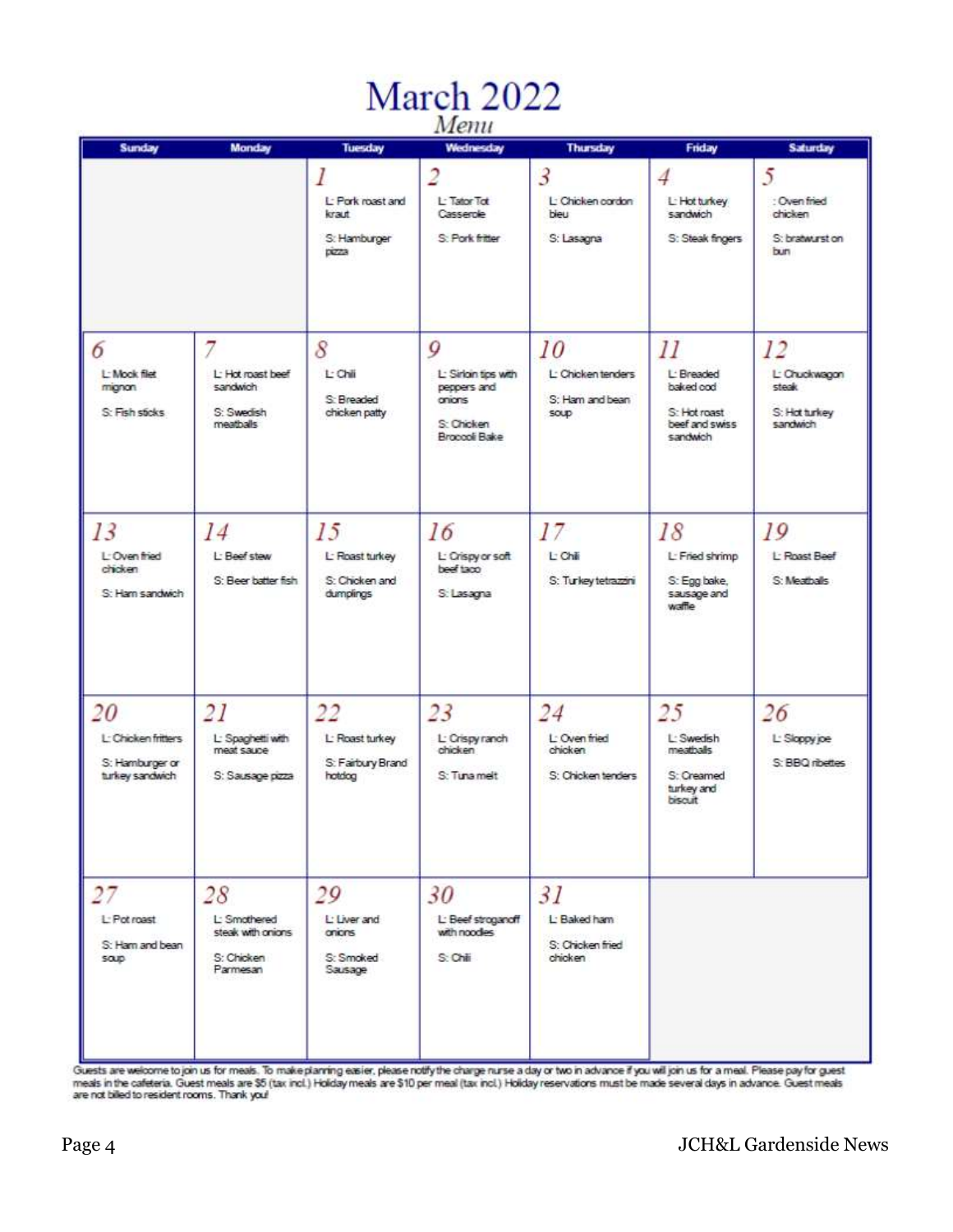# March 2022

*Menu*

| Sunday | Monday | Tuesday | Wednesday | Thursday | Friday | Saturday |
|---|---|---|---|---|---|---|
| | | **1** L: Pork roast and kraut S: Hamburger pizza | **2** L: Tator Tot Casserole S: Pork fritter | **3** L: Chicken cordon bleu S: Lasagna | **4** L: Hot turkey sandwich S: Steak fingers | **5** : Oven fried chicken S: bratwurst on bun |
| **6** L: Mock filet mignon S: Fish sticks | **7** L: Hot roast beef sandwich S: Swedish meatballs | **8** L: Chili S: Breaded chicken patty | **9** L: Sirloin tips with peppers and onions S: Chicken Broccoli Bake | **10** L: Chicken tenders S: Ham and bean soup | **11** L: Breaded baked cod S: Hot roast beef and swiss sandwich | **12** L: Chuckwagon steak S: Hot turkey sandwich |
| **13** L: Oven fried chicken S: Ham sandwich | **14** L: Beef stew S: Beer batter fish | **15** L: Roast turkey S: Chicken and dumplings | **16** L: Crispy or soft beef taco S: Lasagna | **17** L: Chili S: Turkey tetrazzini | **18** L: Fried shrimp S: Egg bake, sausage and waffle | **19** L: Roast Beef S: Meatballs |
| **20** L: Chicken fritters S: Hamburger or turkey sandwich | **21** L: Spaghetti with meat sauce S: Sausage pizza | **22** L: Roast turkey S: Fairbury Brand hotdog | **23** L: Crispy ranch chicken S: Tuna melt | **24** L: Oven fried chicken S: Chicken tenders | **25** L: Swedish meatballs S: Creamed turkey and biscuit | **26** L: Sloppy joe S: BBQ ribettes |
| **27** L: Pot roast S: Ham and bean soup | **28** L: Smothered steak with onions S: Chicken Parmesan | **29** L: Liver and onions S: Smoked Sausage | **30** L: Beef stroganoff with noodles S: Chili | **31** L: Baked ham S: Chicken fried chicken | | |

Guests are welcome to join us for meals. To make planning easier, please notify the charge nurse a day or two in advance if you will join us for a meal. Please pay for guest meals in the cafeteria. Guest meals are $5 (tax incl.) Holiday meals are $10 per meal (tax incl.) Holiday reservations must be made several days in advance. Guest meals are not billed to resident rooms. Thank you!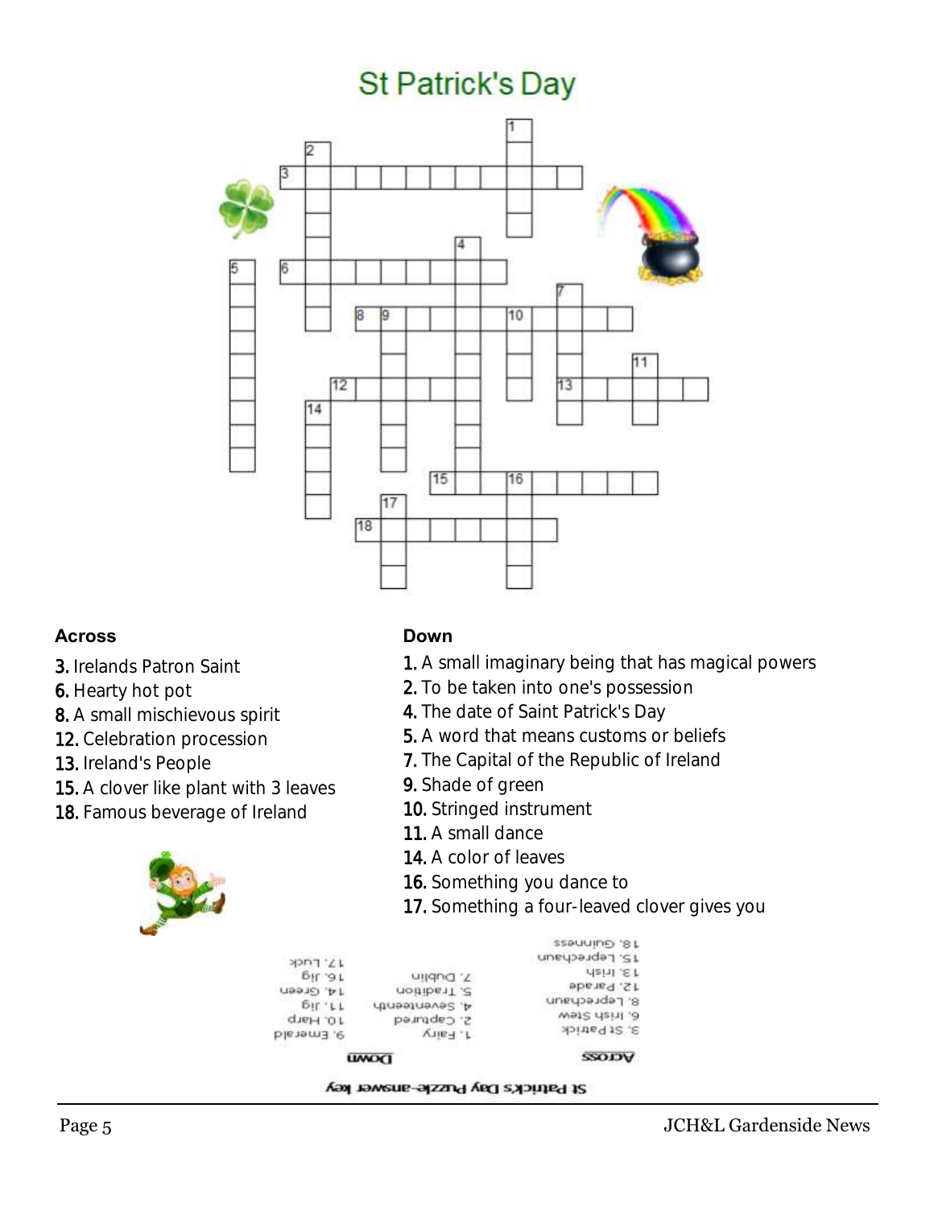# St Patrick's Day

## Across

3. Irelands Patron Saint
6. Hearty hot pot
8. A small mischievous spirit
12. Celebration procession
13. Ireland's People
15. A clover like plant with 3 leaves
18. Famous beverage of Ireland

## Down

1. A small imaginary being that has magical powers
2. To be taken into one's possession
4. The date of Saint Patrick's Day
5. A word that means customs or beliefs
7. The Capital of the Republic of Ireland
9. Shade of green
10. Stringed instrument
11. A small dance
14. A color of leaves
16. Something you dance to
17. Something a four-leaved clover gives you

**St Patrick's Day Puzzle-answer key**

**Across**

3. St Patrick
6. Irish Stew
8. Leprechaun
12. Parade
13. Irish
15. Leprechaun
18. Guinness

**Down**

1. Fairy
2. Captured
4. Seventeenth
5. Tradition
7. Dublin
9. Emerald
10. Harp
11. Jig
14. Green
16. Jig
17. Luck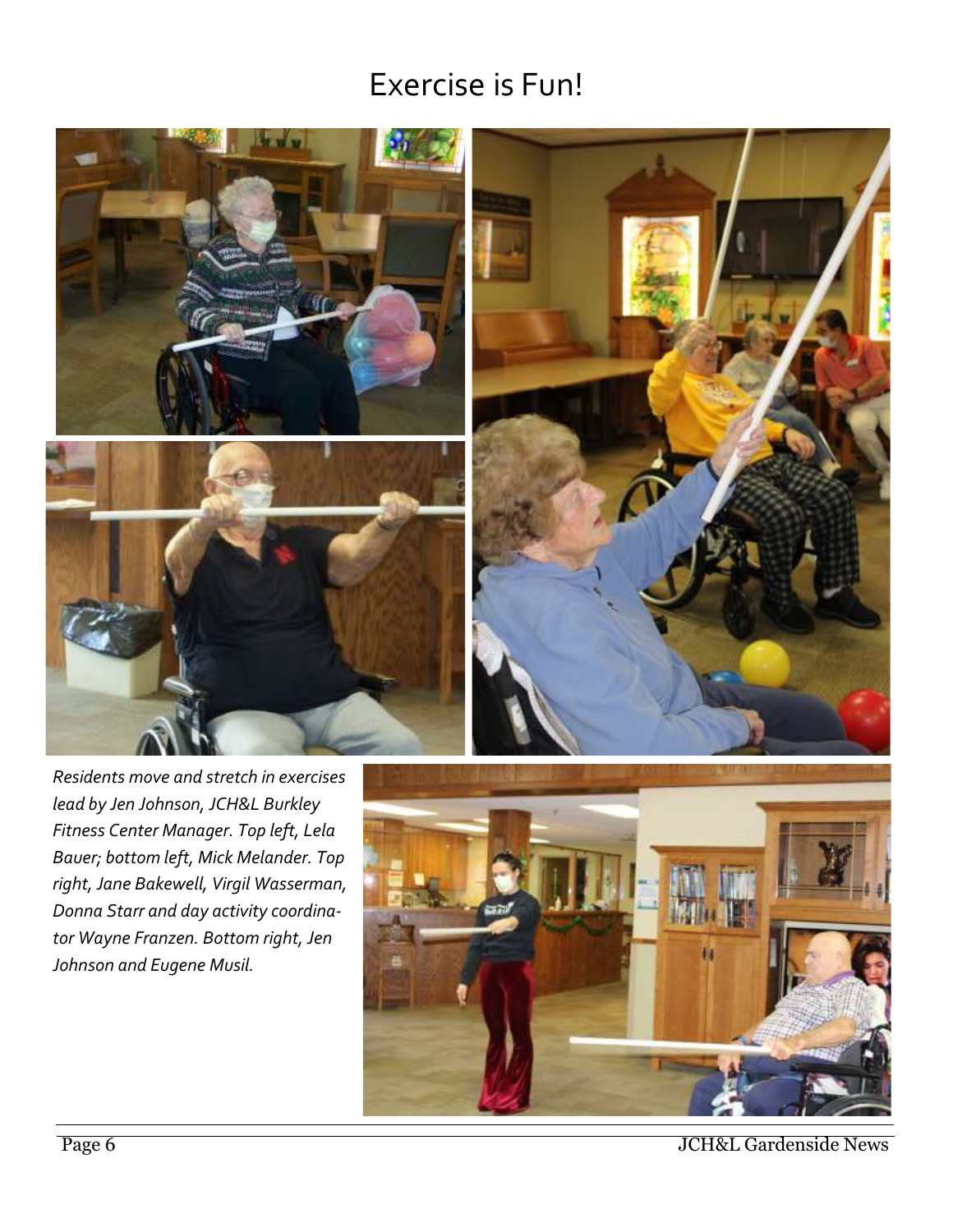# Exercise is Fun!

*Residents move and stretch in exercises lead by Jen Johnson, JCH&L Burkley Fitness Center Manager. Top left, Lela Bauer; bottom left, Mick Melander. Top right, Jane Bakewell, Virgil Wasserman, Donna Starr and day activity coordinator Wayne Franzen. Bottom right, Jen Johnson and Eugene Musil.*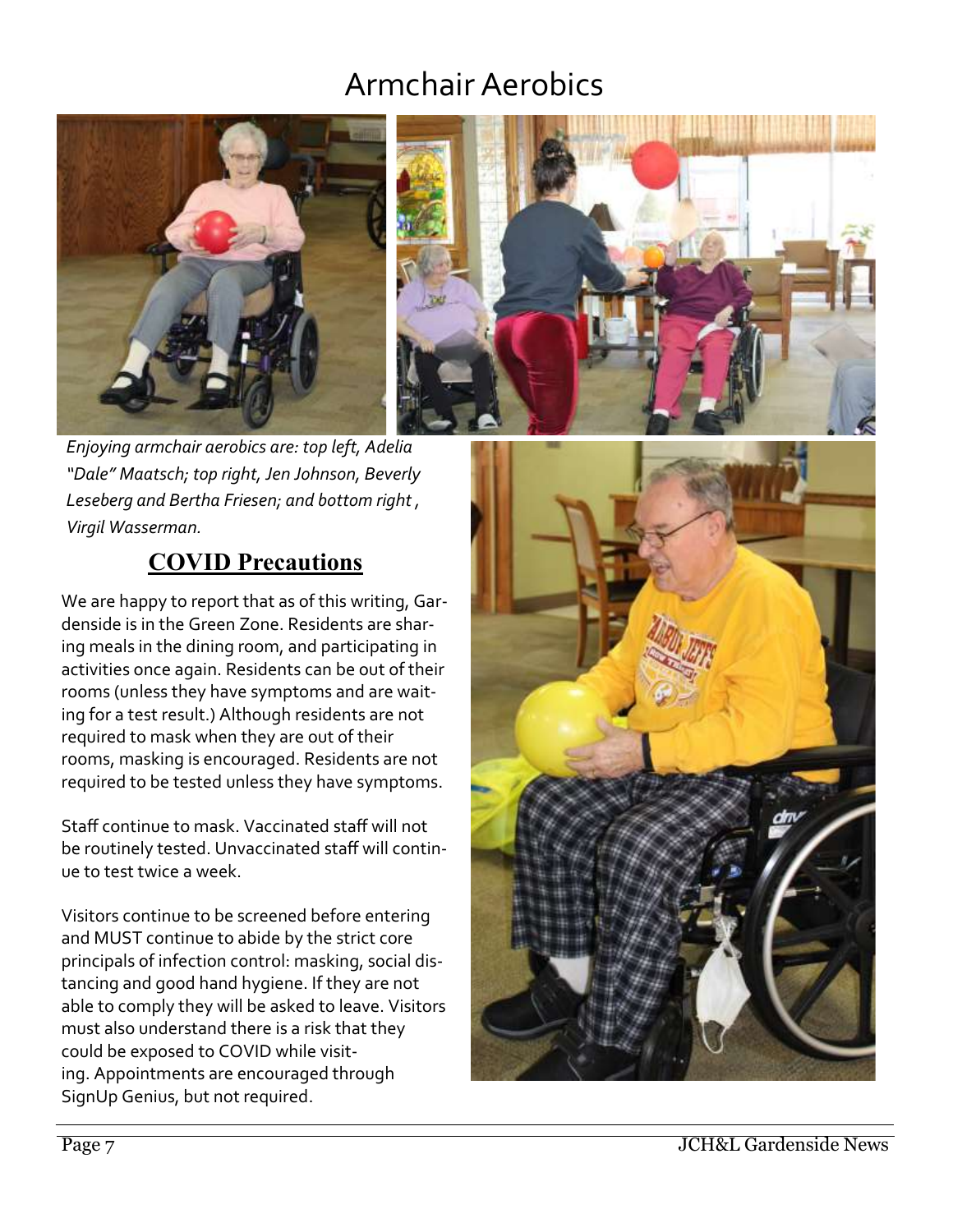# Armchair Aerobics

*Enjoying armchair aerobics are: top left, Adelia "Dale" Maatsch; top right, Jen Johnson, Beverly Leseberg and Bertha Friesen; and bottom right, Virgil Wasserman.*

## COVID Precautions

We are happy to report that as of this writing, Gardenside is in the Green Zone. Residents are sharing meals in the dining room, and participating in activities once again. Residents can be out of their rooms (unless they have symptoms and are waiting for a test result.) Although residents are not required to mask when they are out of their rooms, masking is encouraged. Residents are not required to be tested unless they have symptoms.

Staff continue to mask. Vaccinated staff will not be routinely tested. Unvaccinated staff will continue to test twice a week.

Visitors continue to be screened before entering and MUST continue to abide by the strict core principals of infection control: masking, social distancing and good hand hygiene. If they are not able to comply they will be asked to leave. Visitors must also understand there is a risk that they could be exposed to COVID while visiting. Appointments are encouraged through SignUp Genius, but not required.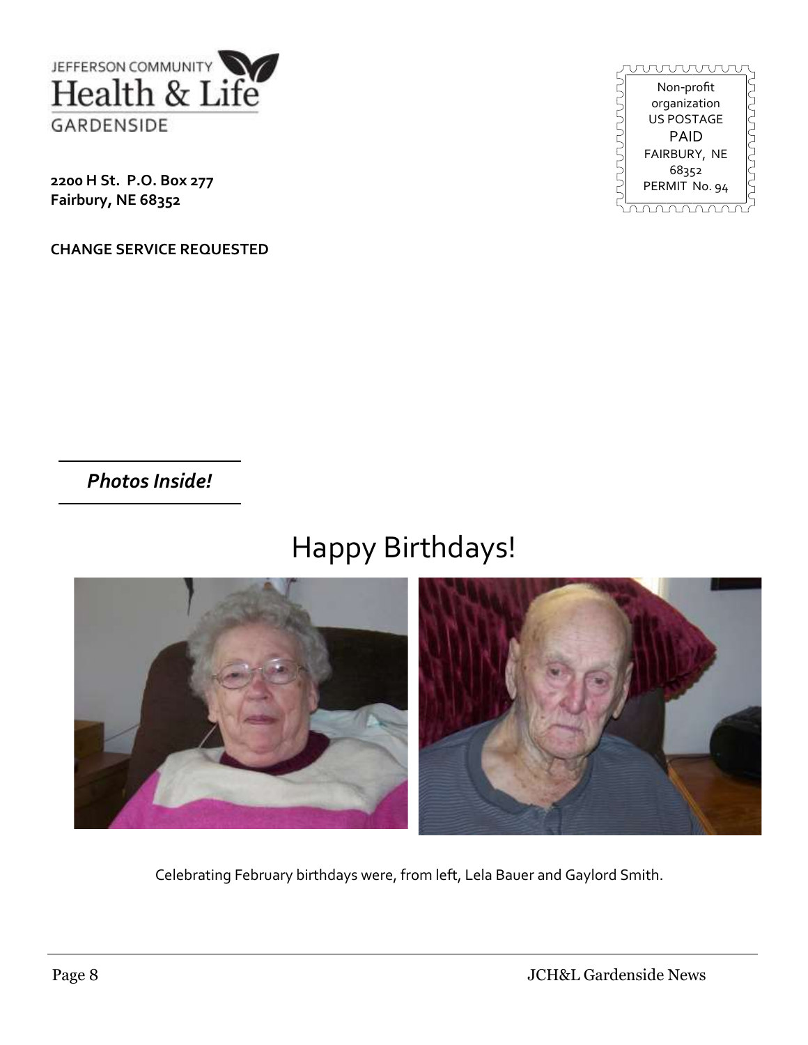JEFFERSON COMMUNITY
Health & Life
GARDENSIDE

**2200 H St. P.O. Box 277**
**Fairbury, NE 68352**

**CHANGE SERVICE REQUESTED**

Non-profit organization
US POSTAGE
PAID
FAIRBURY, NE
68352
PERMIT No. 94

***Photos Inside!***

# Happy Birthdays!

Celebrating February birthdays were, from left, Lela Bauer and Gaylord Smith.